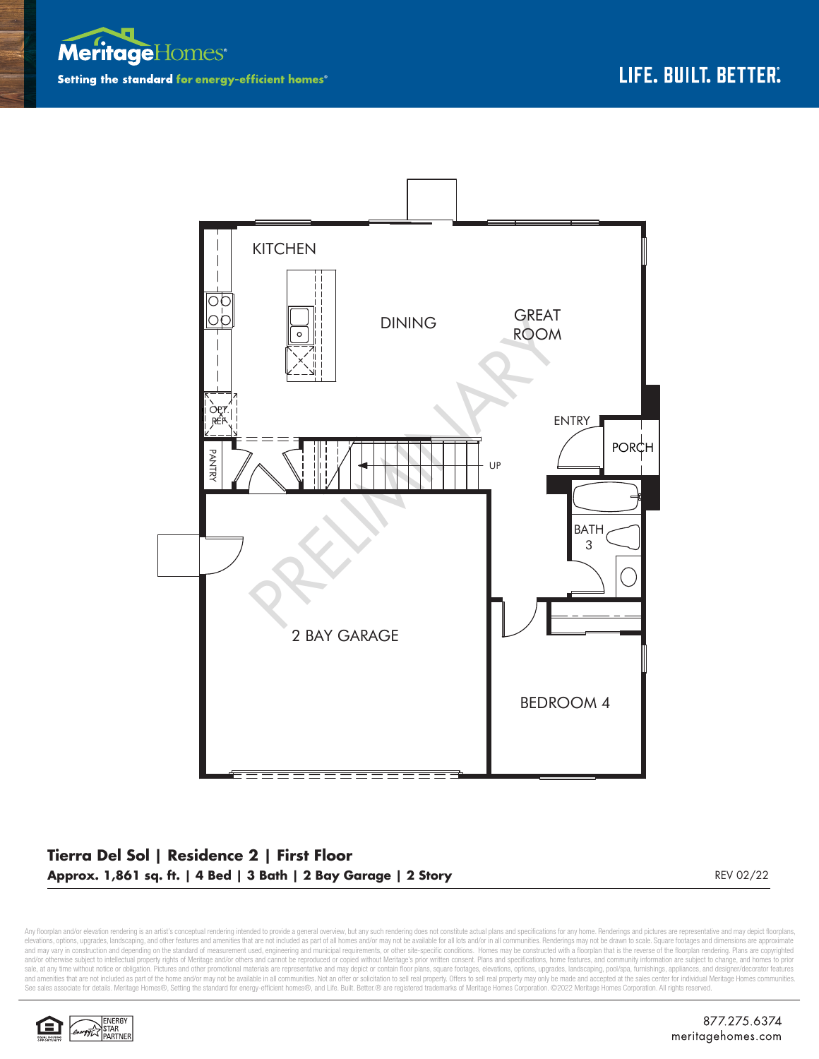Meritage Homes

Setting the standard for energy-efficient homes®

LIFE. BUILT. BETTER.®

KITCHEN

DINING

GREAT ROOM

OPT. REF.

PANTRY

UP

ENTRY

PORCH

BATH 3

2 BAY GARAGE

BEDROOM 4

PRELIMINARY

## Tierra Del Sol | Residence 2 | First Floor

**Approx. 1,861 sq. ft. | 4 Bed | 3 Bath | 2 Bay Garage | 2 Story**

REV 02/22

Any floorplan and/or elevation rendering is an artist's conceptual rendering intended to provide a general overview, but any such rendering does not constitute actual plans and specifications for any home. Renderings and pictures are representative and may depict floorplans, elevations, options, upgrades, landscaping, and other features and amenities that are not included as part of all homes and/or may not be available for all lots and/or in all communities. Renderings may not be drawn to scale. Square footages and dimensions are approximate and may vary in construction and depending on the standard of measurement used, engineering and municipal requirements, or other site-specific conditions. Homes may be constructed with a floorplan that is the reverse of the floorplan rendering. Plans are copyrighted and/or otherwise subject to intellectual property rights of Meritage and/or others and cannot be reproduced or copied without Meritage's prior written consent. Plans and specifications, home features, and community information are subject to change, and homes to prior sale, at any time without notice or obligation. Pictures and other promotional materials are representative and may depict or contain floor plans, square footages, elevations, options, upgrades, landscaping, pool/spa, furnishings, appliances, and designer/decorator features and amenities that are not included as part of the home and/or may not be available in all communities. Not an offer or solicitation to sell real property. Offers to sell real property may only be made and accepted at the sales center for individual Meritage Homes communities. See sales associate for details. Meritage Homes®, Setting the standard for energy-efficient homes®, and Life. Built. Better.® are registered trademarks of Meritage Homes Corporation. ©2022 Meritage Homes Corporation. All rights reserved.

ENERGY STAR PARTNER

877.275.6374
meritagehomes.com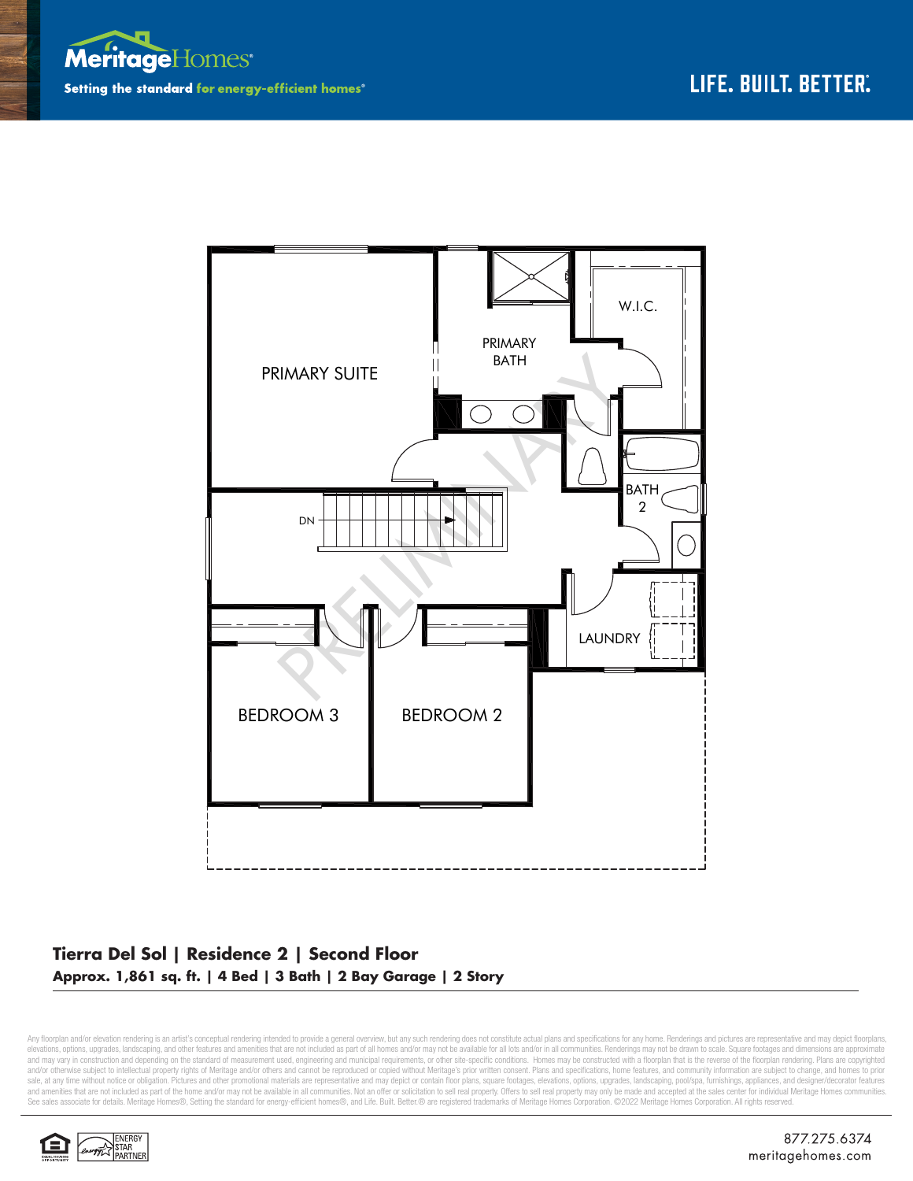Meritage Homes

Setting the standard for energy-efficient homes®

LIFE. BUILT. BETTER.

PRIMARY SUITE

PRIMARY BATH

W.I.C.

BATH 2

DN

LAUNDRY

BEDROOM 3

BEDROOM 2

PRELIMINARY

## Tierra Del Sol | Residence 2 | Second Floor

**Approx. 1,861 sq. ft. | 4 Bed | 3 Bath | 2 Bay Garage | 2 Story**

Any floorplan and/or elevation rendering is an artist's conceptual rendering intended to provide a general overview, but any such rendering does not constitute actual plans and specifications for any home. Renderings and pictures are representative and may depict floorplans, elevations, options, upgrades, landscaping, and other features and amenities that are not included as part of all homes and/or may not be available for all lots and/or in all communities. Renderings may not be drawn to scale. Square footages and dimensions are approximate and may vary in construction and depending on the standard of measurement used, engineering and municipal requirements, or other site-specific conditions. Homes may be constructed with a floorplan that is the reverse of the floorplan rendering. Plans are copyrighted and/or otherwise subject to intellectual property rights of Meritage and/or others and cannot be reproduced or copied without Meritage's prior written consent. Plans and specifications, home features, and community information are subject to change, and homes to prior sale, at any time without notice or obligation. Pictures and other promotional materials are representative and may depict or contain floor plans, square footages, elevations, options, upgrades, landscaping, pool/spa, furnishings, appliances, and designer/decorator features and amenities that are not included as part of the home and/or may not be available in all communities. Not an offer or solicitation to sell real property. Offers to sell real property may only be made and accepted at the sales center for individual Meritage Homes communities. See sales associate for details. Meritage Homes®, Setting the standard for energy-efficient homes®, and Life. Built. Better.® are registered trademarks of Meritage Homes Corporation. ©2022 Meritage Homes Corporation. All rights reserved.

ENERGY STAR PARTNER

877.275.6374
meritagehomes.com